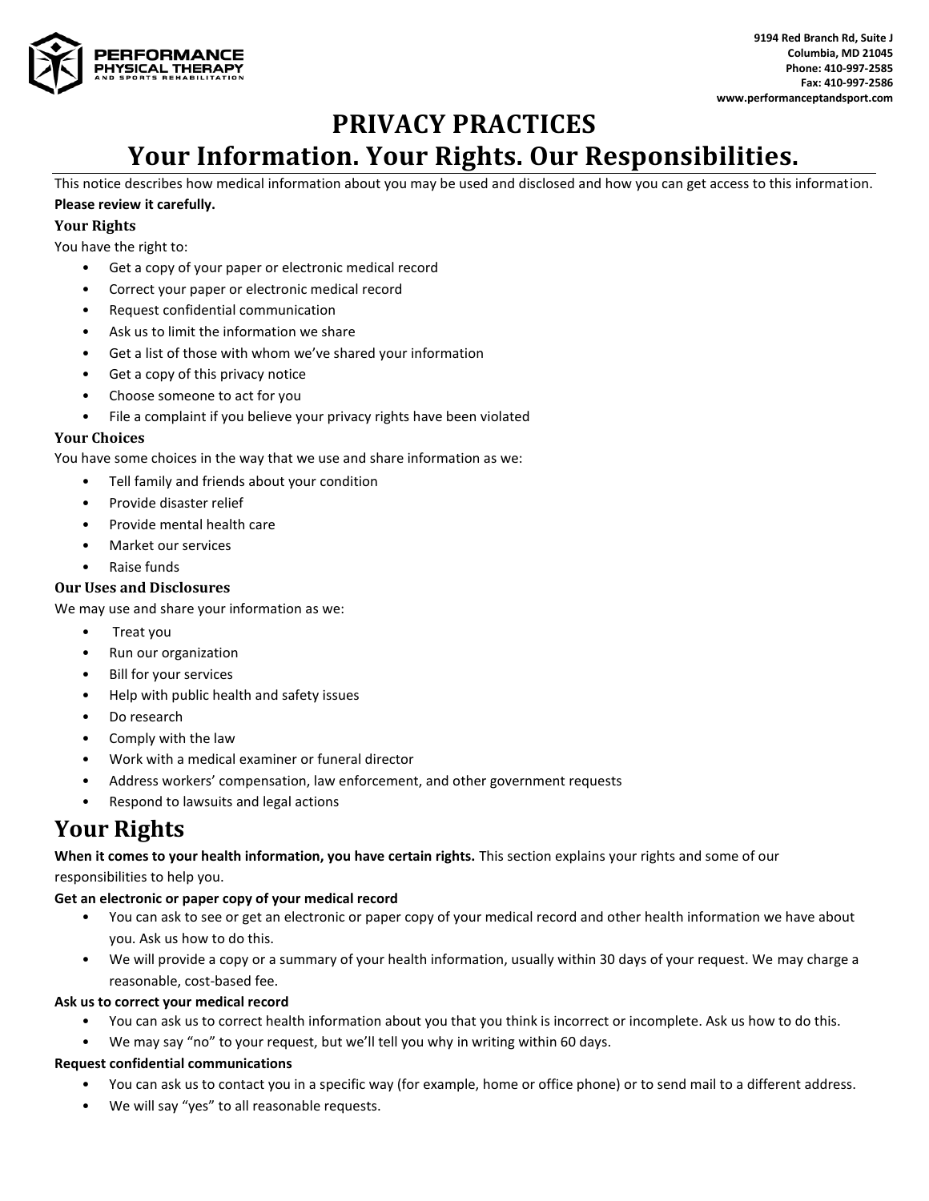PERFORMANCE PHYSICAL THERAPY AND SPORTS REHABILITATION

9194 Red Branch Rd, Suite J
Columbia, MD 21045
Phone: 410-997-2585
Fax: 410-997-2586
www.performanceptandsport.com

# PRIVACY PRACTICES

## Your Information. Your Rights. Our Responsibilities.

This notice describes how medical information about you may be used and disclosed and how you can get access to this information. **Please review it carefully.**

### Your Rights

You have the right to:

- Get a copy of your paper or electronic medical record
- Correct your paper or electronic medical record
- Request confidential communication
- Ask us to limit the information we share
- Get a list of those with whom we've shared your information
- Get a copy of this privacy notice
- Choose someone to act for you
- File a complaint if you believe your privacy rights have been violated

### Your Choices

You have some choices in the way that we use and share information as we:

- Tell family and friends about your condition
- Provide disaster relief
- Provide mental health care
- Market our services
- Raise funds

### Our Uses and Disclosures

We may use and share your information as we:

- Treat you
- Run our organization
- Bill for your services
- Help with public health and safety issues
- Do research
- Comply with the law
- Work with a medical examiner or funeral director
- Address workers' compensation, law enforcement, and other government requests
- Respond to lawsuits and legal actions

## Your Rights

**When it comes to your health information, you have certain rights.** This section explains your rights and some of our responsibilities to help you.

**Get an electronic or paper copy of your medical record**

- You can ask to see or get an electronic or paper copy of your medical record and other health information we have about you. Ask us how to do this.
- We will provide a copy or a summary of your health information, usually within 30 days of your request. We may charge a reasonable, cost-based fee.

**Ask us to correct your medical record**

- You can ask us to correct health information about you that you think is incorrect or incomplete. Ask us how to do this.
- We may say "no" to your request, but we'll tell you why in writing within 60 days.

**Request confidential communications**

- You can ask us to contact you in a specific way (for example, home or office phone) or to send mail to a different address.
- We will say "yes" to all reasonable requests.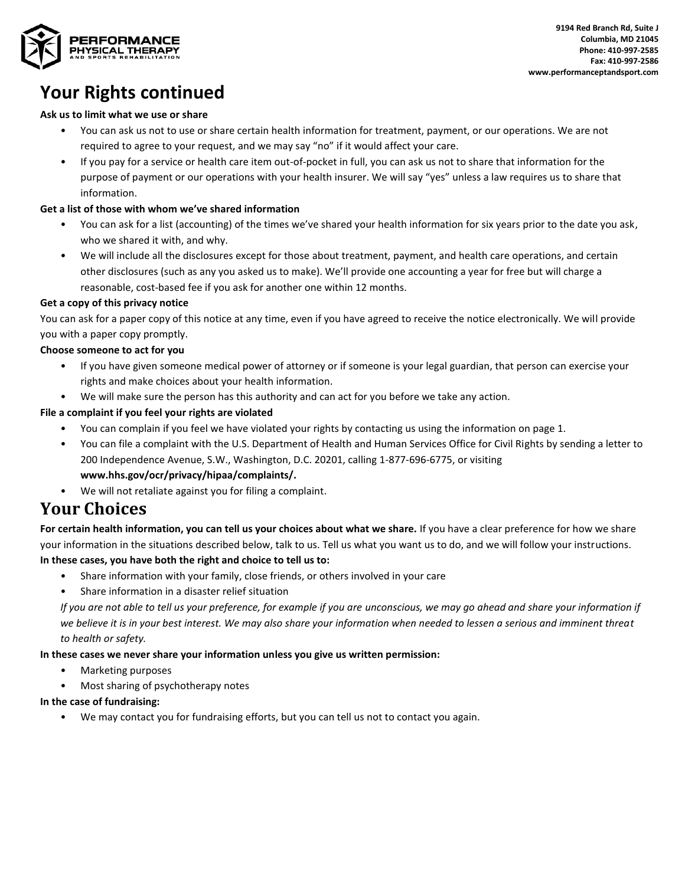## Your Rights continued

**Ask us to limit what we use or share**

- You can ask us not to use or share certain health information for treatment, payment, or our operations. We are not required to agree to your request, and we may say "no" if it would affect your care.
- If you pay for a service or health care item out-of-pocket in full, you can ask us not to share that information for the purpose of payment or our operations with your health insurer. We will say "yes" unless a law requires us to share that information.

**Get a list of those with whom we've shared information**

- You can ask for a list (accounting) of the times we've shared your health information for six years prior to the date you ask, who we shared it with, and why.
- We will include all the disclosures except for those about treatment, payment, and health care operations, and certain other disclosures (such as any you asked us to make). We'll provide one accounting a year for free but will charge a reasonable, cost-based fee if you ask for another one within 12 months.

**Get a copy of this privacy notice**

You can ask for a paper copy of this notice at any time, even if you have agreed to receive the notice electronically. We will provide you with a paper copy promptly.

**Choose someone to act for you**

- If you have given someone medical power of attorney or if someone is your legal guardian, that person can exercise your rights and make choices about your health information.
- We will make sure the person has this authority and can act for you before we take any action.

**File a complaint if you feel your rights are violated**

- You can complain if you feel we have violated your rights by contacting us using the information on page 1.
- You can file a complaint with the U.S. Department of Health and Human Services Office for Civil Rights by sending a letter to 200 Independence Avenue, S.W., Washington, D.C. 20201, calling 1-877-696-6775, or visiting **www.hhs.gov/ocr/privacy/hipaa/complaints/.**
- We will not retaliate against you for filing a complaint.

## Your Choices

**For certain health information, you can tell us your choices about what we share.** If you have a clear preference for how we share your information in the situations described below, talk to us. Tell us what you want us to do, and we will follow your instructions.

**In these cases, you have both the right and choice to tell us to:**

- Share information with your family, close friends, or others involved in your care
- Share information in a disaster relief situation

*If you are not able to tell us your preference, for example if you are unconscious, we may go ahead and share your information if we believe it is in your best interest. We may also share your information when needed to lessen a serious and imminent threat to health or safety.*

**In these cases we never share your information unless you give us written permission:**

- Marketing purposes
- Most sharing of psychotherapy notes

**In the case of fundraising:**

- We may contact you for fundraising efforts, but you can tell us not to contact you again.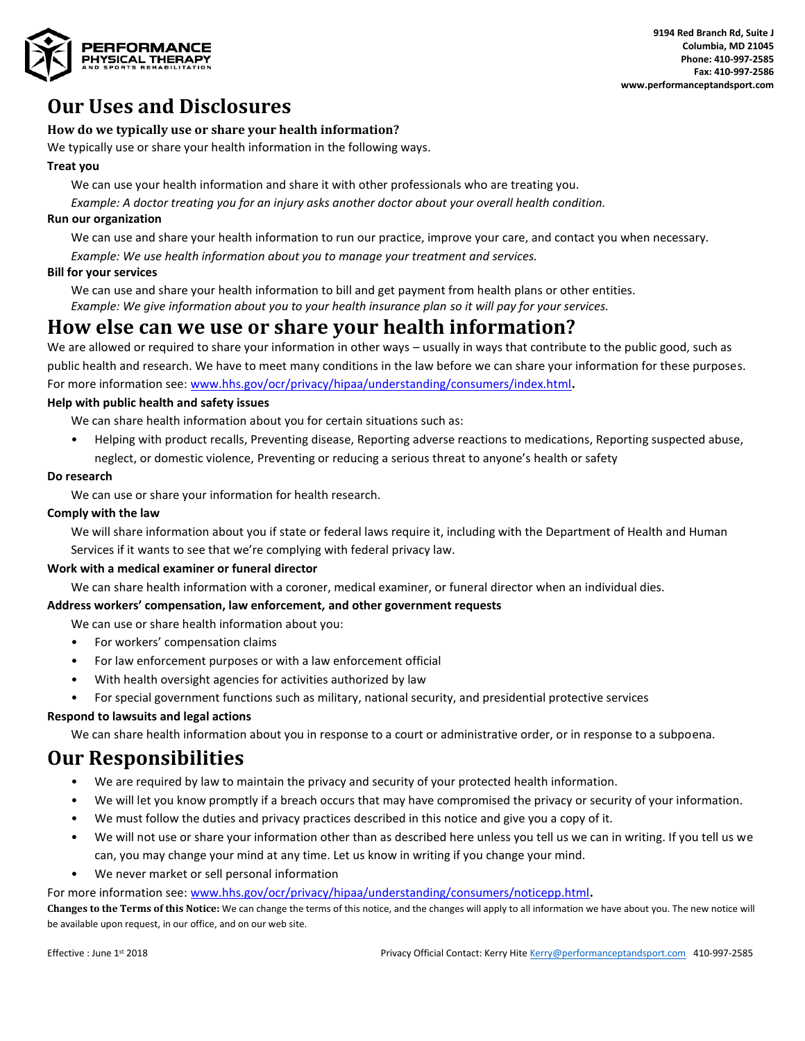# Our Uses and Disclosures

### How do we typically use or share your health information?

We typically use or share your health information in the following ways.

**Treat you**

We can use your health information and share it with other professionals who are treating you.

*Example: A doctor treating you for an injury asks another doctor about your overall health condition.*

**Run our organization**

We can use and share your health information to run our practice, improve your care, and contact you when necessary.

*Example: We use health information about you to manage your treatment and services.*

**Bill for your services**

We can use and share your health information to bill and get payment from health plans or other entities.

*Example: We give information about you to your health insurance plan so it will pay for your services.*

# How else can we use or share your health information?

We are allowed or required to share your information in other ways – usually in ways that contribute to the public good, such as public health and research. We have to meet many conditions in the law before we can share your information for these purposes. For more information see: [www.hhs.gov/ocr/privacy/hipaa/understanding/consumers/index.html](www.hhs.gov/ocr/privacy/hipaa/understanding/consumers/index.html).

**Help with public health and safety issues**

We can share health information about you for certain situations such as:

- Helping with product recalls, Preventing disease, Reporting adverse reactions to medications, Reporting suspected abuse, neglect, or domestic violence, Preventing or reducing a serious threat to anyone's health or safety

**Do research**

We can use or share your information for health research.

**Comply with the law**

We will share information about you if state or federal laws require it, including with the Department of Health and Human Services if it wants to see that we're complying with federal privacy law.

**Work with a medical examiner or funeral director**

We can share health information with a coroner, medical examiner, or funeral director when an individual dies.

**Address workers' compensation, law enforcement, and other government requests**

We can use or share health information about you:

- For workers' compensation claims
- For law enforcement purposes or with a law enforcement official
- With health oversight agencies for activities authorized by law
- For special government functions such as military, national security, and presidential protective services

**Respond to lawsuits and legal actions**

We can share health information about you in response to a court or administrative order, or in response to a subpoena.

# Our Responsibilities

- We are required by law to maintain the privacy and security of your protected health information.
- We will let you know promptly if a breach occurs that may have compromised the privacy or security of your information.
- We must follow the duties and privacy practices described in this notice and give you a copy of it.
- We will not use or share your information other than as described here unless you tell us we can in writing. If you tell us we can, you may change your mind at any time. Let us know in writing if you change your mind.
- We never market or sell personal information

For more information see: [www.hhs.gov/ocr/privacy/hipaa/understanding/consumers/noticepp.html](www.hhs.gov/ocr/privacy/hipaa/understanding/consumers/noticepp.html).

**Changes to the Terms of this Notice:** We can change the terms of this notice, and the changes will apply to all information we have about you. The new notice will be available upon request, in our office, and on our web site.

Effective : June 1st 2018

Privacy Official Contact: Kerry Hite Kerry@performanceptandsport.com 410-997-2585